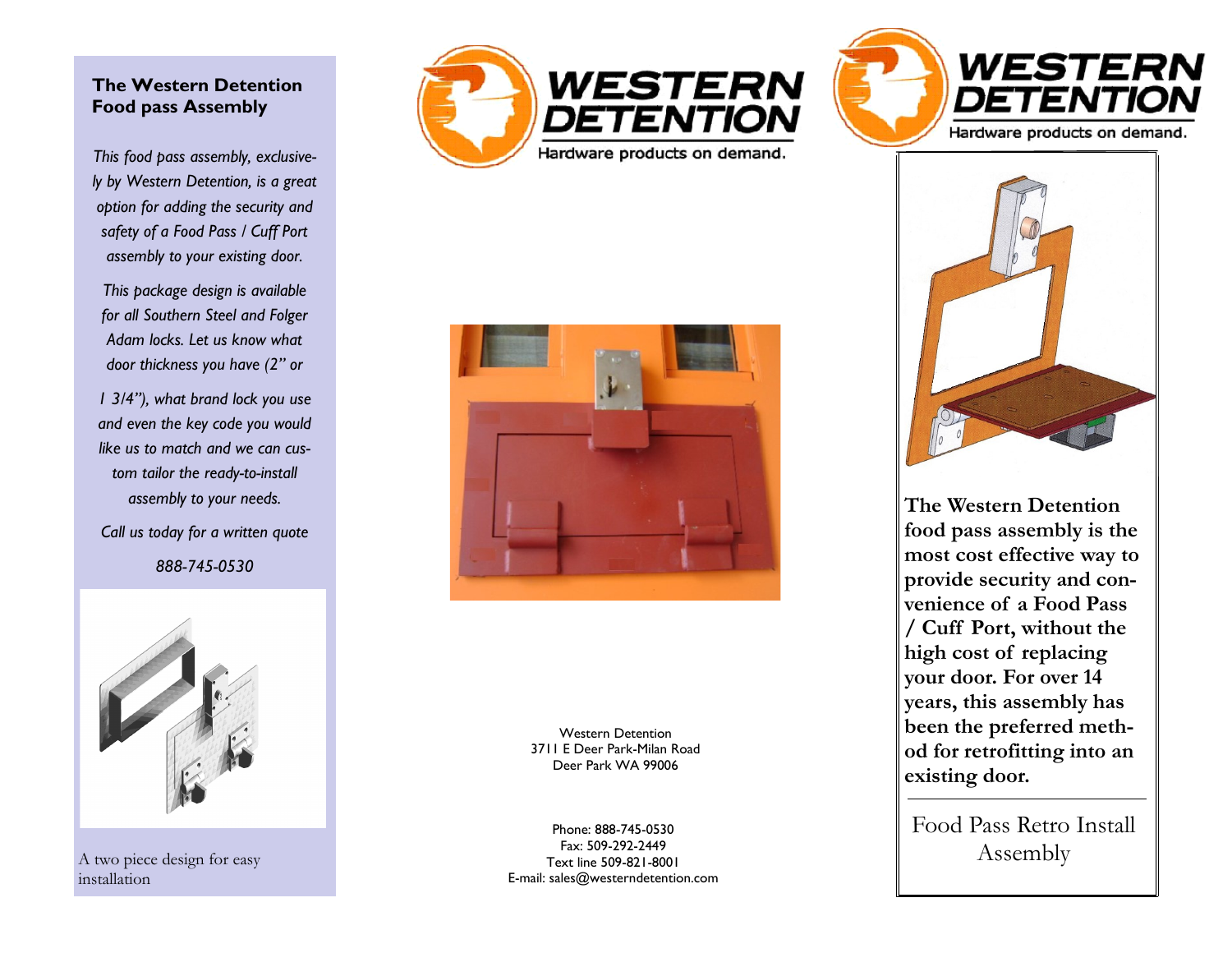## The Western Detention Food pass Assembly

*This food pass assembly, exclusively by Western Detention, is a great option for adding the security and safety of a Food Pass / Cuff Port assembly to your existing door.*

*This package design is available for all Southern Steel and Folger Adam locks. Let us know what door thickness you have (2" or 1 3/4"), what brand lock you use and even the key code you would like us to match and we can custom tailor the ready-to-install assembly to your needs.*

*Call us today for a written quote*

*888-745-0530*

A two piece design for easy installation

WESTERN DETENTION

Hardware products on demand.

Western Detention
3711 E Deer Park-Milan Road
Deer Park WA 99006

Phone: 888-745-0530
Fax: 509-292-2449
Text line 509-821-8001
E-mail: sales@westerndetention.com

WESTERN DETENTION

Hardware products on demand.

**The Western Detention food pass assembly is the most cost effective way to provide security and convenience of a Food Pass / Cuff Port, without the high cost of replacing your door. For over 14 years, this assembly has been the preferred method for retrofitting into an existing door.**

Food Pass Retro Install Assembly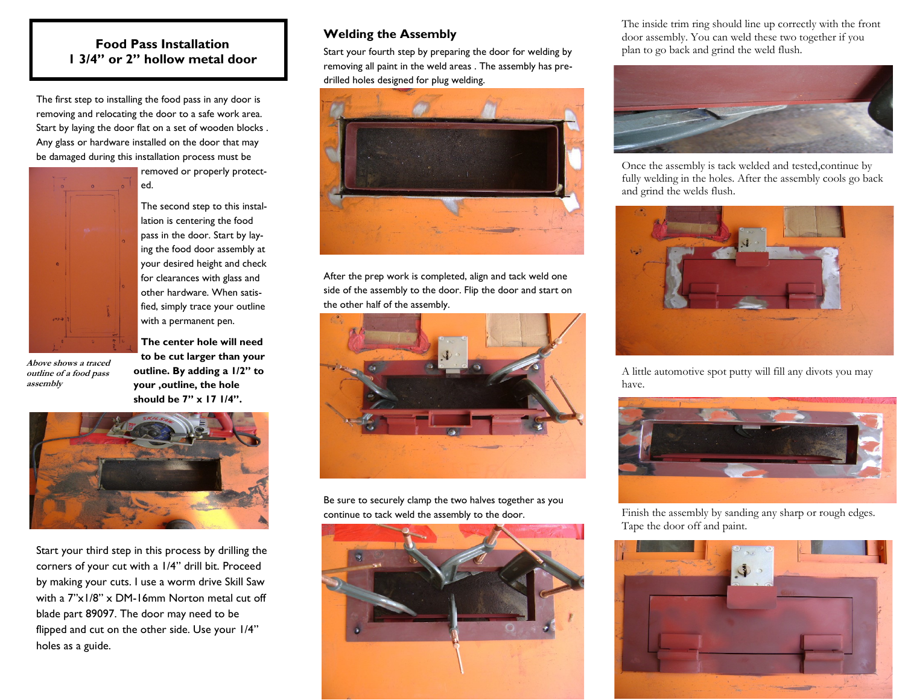**Food Pass Installation**
**1 3/4" or 2" hollow metal door**

The first step to installing the food pass in any door is removing and relocating the door to a safe work area. Start by laying the door flat on a set of wooden blocks . Any glass or hardware installed on the door that may be damaged during this installation process must be removed or properly protected.

*Above shows a traced outline of a food pass assembly*

The second step to this installation is centering the food pass in the door. Start by laying the food door assembly at your desired height and check for clearances with glass and other hardware. When satisfied, simply trace your outline with a permanent pen.

**The center hole will need to be cut larger than your outline. By adding a 1/2" to your ,outline, the hole should be 7" x 17 1/4".**

Start your third step in this process by drilling the corners of your cut with a 1/4" drill bit. Proceed by making your cuts. I use a worm drive Skill Saw with a 7"x1/8" x DM-16mm Norton metal cut off blade part 89097. The door may need to be flipped and cut on the other side. Use your 1/4" holes as a guide.

## Welding the Assembly

Start your fourth step by preparing the door for welding by removing all paint in the weld areas . The assembly has pre-drilled holes designed for plug welding.

After the prep work is completed, align and tack weld one side of the assembly to the door. Flip the door and start on the other half of the assembly.

Be sure to securely clamp the two halves together as you continue to tack weld the assembly to the door.

The inside trim ring should line up correctly with the front door assembly. You can weld these two together if you plan to go back and grind the weld flush.

Once the assembly is tack welded and tested,continue by fully welding in the holes. After the assembly cools go back and grind the welds flush.

A little automotive spot putty will fill any divots you may have.

Finish the assembly by sanding any sharp or rough edges. Tape the door off and paint.